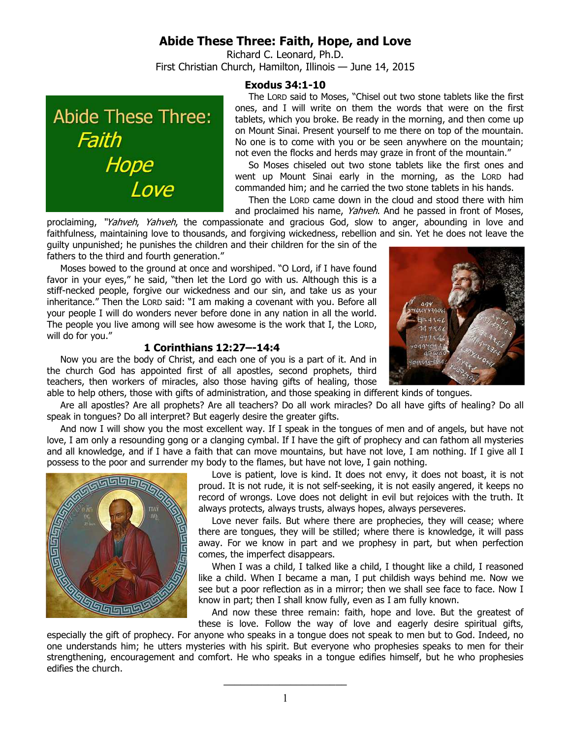# Abide These Three: Faith, Hope, and Love

Richard C. Leonard, Ph.D.
First Christian Church, Hamilton, Illinois — June 14, 2015

### Exodus 34:1-10

The LORD said to Moses, "Chisel out two stone tablets like the first ones, and I will write on them the words that were on the first tablets, which you broke. Be ready in the morning, and then come up on Mount Sinai. Present yourself to me there on top of the mountain. No one is to come with you or be seen anywhere on the mountain; not even the flocks and herds may graze in front of the mountain."

So Moses chiseled out two stone tablets like the first ones and went up Mount Sinai early in the morning, as the LORD had commanded him; and he carried the two stone tablets in his hands.

Then the LORD came down in the cloud and stood there with him and proclaimed his name, *Yahveh*. And he passed in front of Moses, proclaiming, "*Yahveh*, *Yahveh*, the compassionate and gracious God, slow to anger, abounding in love and faithfulness, maintaining love to thousands, and forgiving wickedness, rebellion and sin. Yet he does not leave the guilty unpunished; he punishes the children and their children for the sin of the fathers to the third and fourth generation."

Moses bowed to the ground at once and worshiped. "O Lord, if I have found favor in your eyes," he said, "then let the Lord go with us. Although this is a stiff-necked people, forgive our wickedness and our sin, and take us as your inheritance." Then the LORD said: "I am making a covenant with you. Before all your people I will do wonders never before done in any nation in all the world. The people you live among will see how awesome is the work that I, the LORD, will do for you."

### 1 Corinthians 12:27–-14:4

Now you are the body of Christ, and each one of you is a part of it. And in the church God has appointed first of all apostles, second prophets, third teachers, then workers of miracles, also those having gifts of healing, those able to help others, those with gifts of administration, and those speaking in different kinds of tongues.

Are all apostles? Are all prophets? Are all teachers? Do all work miracles? Do all have gifts of healing? Do all speak in tongues? Do all interpret? But eagerly desire the greater gifts.

And now I will show you the most excellent way. If I speak in the tongues of men and of angels, but have not love, I am only a resounding gong or a clanging cymbal. If I have the gift of prophecy and can fathom all mysteries and all knowledge, and if I have a faith that can move mountains, but have not love, I am nothing. If I give all I possess to the poor and surrender my body to the flames, but have not love, I gain nothing.

Love is patient, love is kind. It does not envy, it does not boast, it is not proud. It is not rude, it is not self-seeking, it is not easily angered, it keeps no record of wrongs. Love does not delight in evil but rejoices with the truth. It always protects, always trusts, always hopes, always perseveres.

Love never fails. But where there are prophecies, they will cease; where there are tongues, they will be stilled; where there is knowledge, it will pass away. For we know in part and we prophesy in part, but when perfection comes, the imperfect disappears.

When I was a child, I talked like a child, I thought like a child, I reasoned like a child. When I became a man, I put childish ways behind me. Now we see but a poor reflection as in a mirror; then we shall see face to face. Now I know in part; then I shall know fully, even as I am fully known.

And now these three remain: faith, hope and love. But the greatest of these is love. Follow the way of love and eagerly desire spiritual gifts, especially the gift of prophecy. For anyone who speaks in a tongue does not speak to men but to God. Indeed, no one understands him; he utters mysteries with his spirit. But everyone who prophesies speaks to men for their strengthening, encouragement and comfort. He who speaks in a tongue edifies himself, but he who prophesies edifies the church.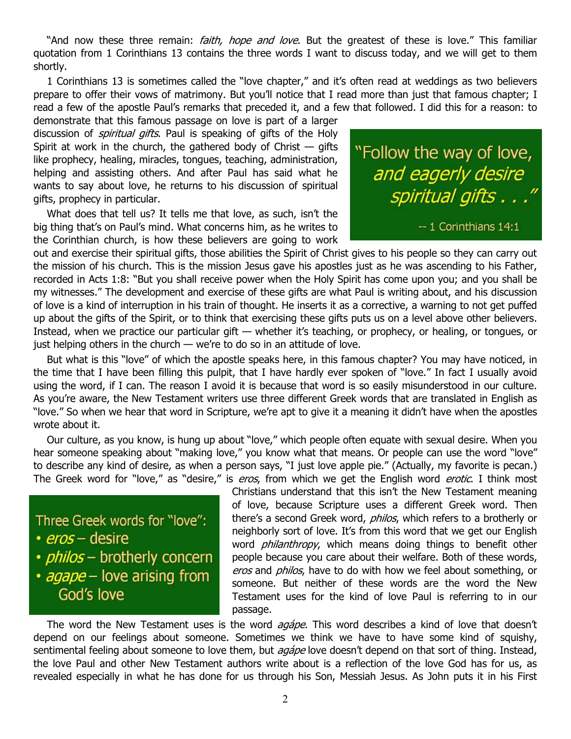"And now these three remain: *faith, hope and love*. But the greatest of these is love." This familiar quotation from 1 Corinthians 13 contains the three words I want to discuss today, and we will get to them shortly.

1 Corinthians 13 is sometimes called the "love chapter," and it's often read at weddings as two believers prepare to offer their vows of matrimony. But you'll notice that I read more than just that famous chapter; I read a few of the apostle Paul's remarks that preceded it, and a few that followed. I did this for a reason: to demonstrate that this famous passage on love is part of a larger discussion of *spiritual gifts*. Paul is speaking of gifts of the Holy Spirit at work in the church, the gathered body of Christ — gifts like prophecy, healing, miracles, tongues, teaching, administration, helping and assisting others. And after Paul has said what he wants to say about love, he returns to his discussion of spiritual gifts, prophecy in particular.

> "Follow the way of love, *and eagerly desire spiritual gifts . . .*"
>
> -- 1 Corinthians 14:1

What does that tell us? It tells me that love, as such, isn't the big thing that's on Paul's mind. What concerns him, as he writes to the Corinthian church, is how these believers are going to work out and exercise their spiritual gifts, those abilities the Spirit of Christ gives to his people so they can carry out the mission of his church. This is the mission Jesus gave his apostles just as he was ascending to his Father, recorded in Acts 1:8: "But you shall receive power when the Holy Spirit has come upon you; and you shall be my witnesses." The development and exercise of these gifts are what Paul is writing about, and his discussion of love is a kind of interruption in his train of thought. He inserts it as a corrective, a warning to not get puffed up about the gifts of the Spirit, or to think that exercising these gifts puts us on a level above other believers. Instead, when we practice our particular gift — whether it's teaching, or prophecy, or healing, or tongues, or just helping others in the church — we're to do so in an attitude of love.

But what is this "love" of which the apostle speaks here, in this famous chapter? You may have noticed, in the time that I have been filling this pulpit, that I have hardly ever spoken of "love." In fact I usually avoid using the word, if I can. The reason I avoid it is because that word is so easily misunderstood in our culture. As you're aware, the New Testament writers use three different Greek words that are translated in English as "love." So when we hear that word in Scripture, we're apt to give it a meaning it didn't have when the apostles wrote about it.

Our culture, as you know, is hung up about "love," which people often equate with sexual desire. When you hear someone speaking about "making love," you know what that means. Or people can use the word "love" to describe any kind of desire, as when a person says, "I just love apple pie." (Actually, my favorite is pecan.) The Greek word for "love," as "desire," is *eros*, from which we get the English word *erotic*. I think most Christians understand that this isn't the New Testament meaning of love, because Scripture uses a different Greek word. Then there's a second Greek word, *philos*, which refers to a brotherly or neighborly sort of love. It's from this word that we get our English word *philanthropy*, which means doing things to benefit other people because you care about their welfare. Both of these words, *eros* and *philos*, have to do with how we feel about something, or someone. But neither of these words are the word the New Testament uses for the kind of love Paul is referring to in our passage.

> Three Greek words for "love":
> - *eros* – desire
> - *philos* – brotherly concern
> - *agape* – love arising from God's love

The word the New Testament uses is the word *agápe*. This word describes a kind of love that doesn't depend on our feelings about someone. Sometimes we think we have to have some kind of squishy, sentimental feeling about someone to love them, but *agápe* love doesn't depend on that sort of thing. Instead, the love Paul and other New Testament authors write about is a reflection of the love God has for us, as revealed especially in what he has done for us through his Son, Messiah Jesus. As John puts it in his First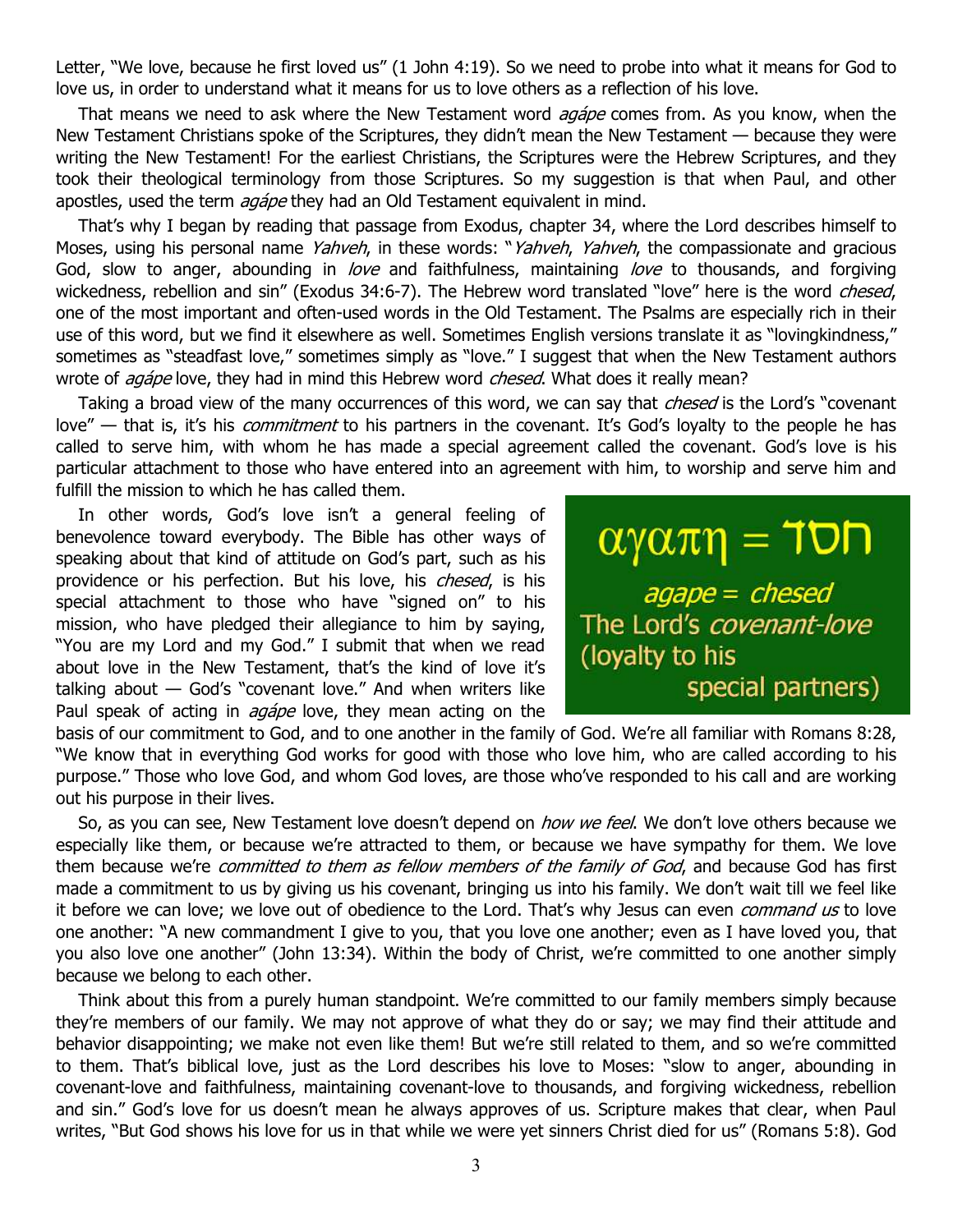Letter, "We love, because he first loved us" (1 John 4:19). So we need to probe into what it means for God to love us, in order to understand what it means for us to love others as a reflection of his love.

That means we need to ask where the New Testament word *agápe* comes from. As you know, when the New Testament Christians spoke of the Scriptures, they didn't mean the New Testament — because they were writing the New Testament! For the earliest Christians, the Scriptures were the Hebrew Scriptures, and they took their theological terminology from those Scriptures. So my suggestion is that when Paul, and other apostles, used the term *agápe* they had an Old Testament equivalent in mind.

That's why I began by reading that passage from Exodus, chapter 34, where the Lord describes himself to Moses, using his personal name *Yahveh*, in these words: "*Yahveh*, *Yahveh*, the compassionate and gracious God, slow to anger, abounding in *love* and faithfulness, maintaining *love* to thousands, and forgiving wickedness, rebellion and sin" (Exodus 34:6-7). The Hebrew word translated "love" here is the word *chesed*, one of the most important and often-used words in the Old Testament. The Psalms are especially rich in their use of this word, but we find it elsewhere as well. Sometimes English versions translate it as "lovingkindness," sometimes as "steadfast love," sometimes simply as "love." I suggest that when the New Testament authors wrote of *agápe* love, they had in mind this Hebrew word *chesed*. What does it really mean?

Taking a broad view of the many occurrences of this word, we can say that *chesed* is the Lord's "covenant love" — that is, it's his *commitment* to his partners in the covenant. It's God's loyalty to the people he has called to serve him, with whom he has made a special agreement called the covenant. God's love is his particular attachment to those who have entered into an agreement with him, to worship and serve him and fulfill the mission to which he has called them.

αγαπη = חסד

*agape* = *chesed*

The Lord's *covenant-love* (loyalty to his special partners)

In other words, God's love isn't a general feeling of benevolence toward everybody. The Bible has other ways of speaking about that kind of attitude on God's part, such as his providence or his perfection. But his love, his *chesed*, is his special attachment to those who have "signed on" to his mission, who have pledged their allegiance to him by saying, "You are my Lord and my God." I submit that when we read about love in the New Testament, that's the kind of love it's talking about — God's "covenant love." And when writers like Paul speak of acting in *agápe* love, they mean acting on the basis of our commitment to God, and to one another in the family of God. We're all familiar with Romans 8:28, "We know that in everything God works for good with those who love him, who are called according to his purpose." Those who love God, and whom God loves, are those who've responded to his call and are working out his purpose in their lives.

So, as you can see, New Testament love doesn't depend on *how we feel*. We don't love others because we especially like them, or because we're attracted to them, or because we have sympathy for them. We love them because we're *committed to them as fellow members of the family of God*, and because God has first made a commitment to us by giving us his covenant, bringing us into his family. We don't wait till we feel like it before we can love; we love out of obedience to the Lord. That's why Jesus can even *command us* to love one another: "A new commandment I give to you, that you love one another; even as I have loved you, that you also love one another" (John 13:34). Within the body of Christ, we're committed to one another simply because we belong to each other.

Think about this from a purely human standpoint. We're committed to our family members simply because they're members of our family. We may not approve of what they do or say; we may find their attitude and behavior disappointing; we make not even like them! But we're still related to them, and so we're committed to them. That's biblical love, just as the Lord describes his love to Moses: "slow to anger, abounding in covenant-love and faithfulness, maintaining covenant-love to thousands, and forgiving wickedness, rebellion and sin." God's love for us doesn't mean he always approves of us. Scripture makes that clear, when Paul writes, "But God shows his love for us in that while we were yet sinners Christ died for us" (Romans 5:8). God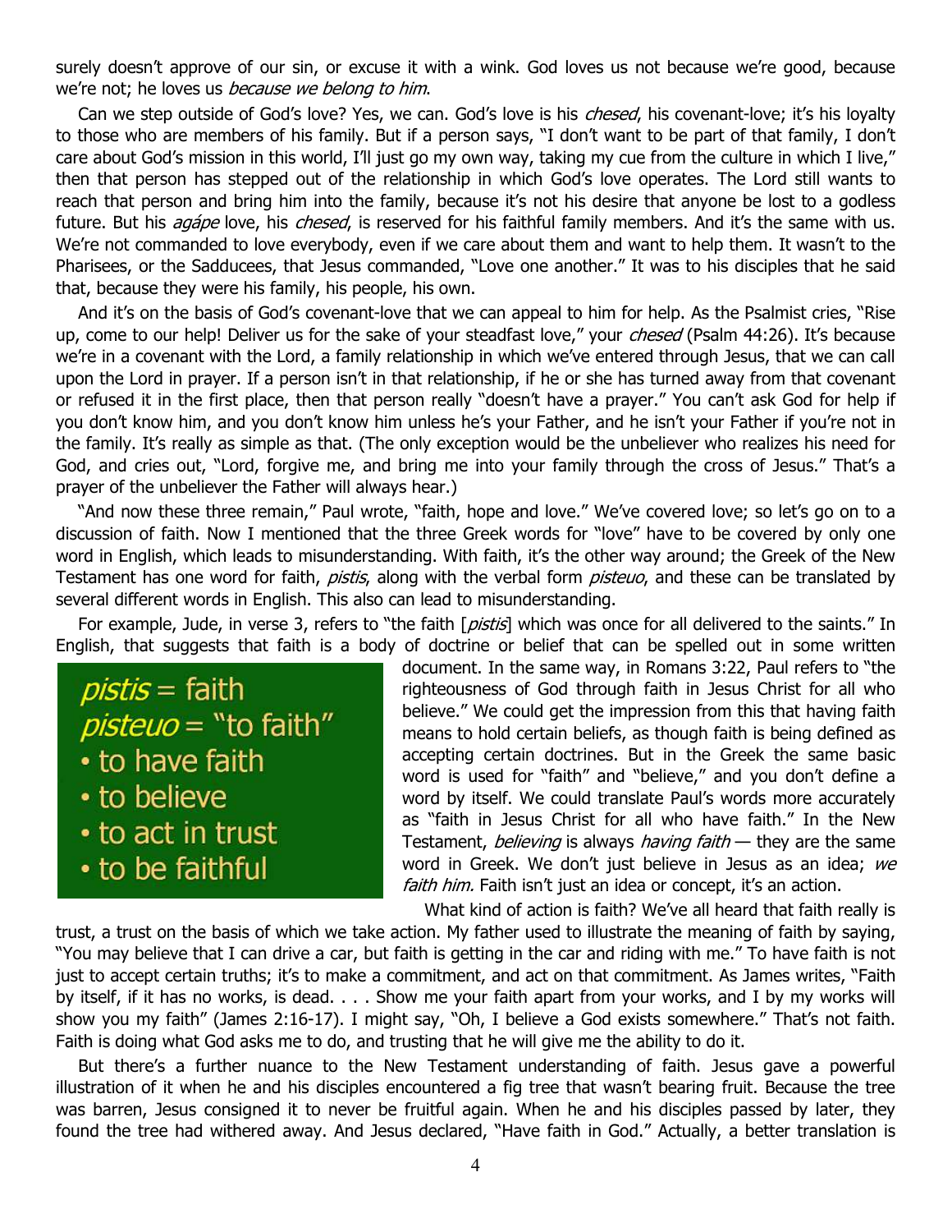surely doesn't approve of our sin, or excuse it with a wink. God loves us not because we're good, because we're not; he loves us *because we belong to him*.

Can we step outside of God's love? Yes, we can. God's love is his *chesed*, his covenant-love; it's his loyalty to those who are members of his family. But if a person says, "I don't want to be part of that family, I don't care about God's mission in this world, I'll just go my own way, taking my cue from the culture in which I live," then that person has stepped out of the relationship in which God's love operates. The Lord still wants to reach that person and bring him into the family, because it's not his desire that anyone be lost to a godless future. But his *agápe* love, his *chesed*, is reserved for his faithful family members. And it's the same with us. We're not commanded to love everybody, even if we care about them and want to help them. It wasn't to the Pharisees, or the Sadducees, that Jesus commanded, "Love one another." It was to his disciples that he said that, because they were his family, his people, his own.

And it's on the basis of God's covenant-love that we can appeal to him for help. As the Psalmist cries, "Rise up, come to our help! Deliver us for the sake of your steadfast love," your *chesed* (Psalm 44:26). It's because we're in a covenant with the Lord, a family relationship in which we've entered through Jesus, that we can call upon the Lord in prayer. If a person isn't in that relationship, if he or she has turned away from that covenant or refused it in the first place, then that person really "doesn't have a prayer." You can't ask God for help if you don't know him, and you don't know him unless he's your Father, and he isn't your Father if you're not in the family. It's really as simple as that. (The only exception would be the unbeliever who realizes his need for God, and cries out, "Lord, forgive me, and bring me into your family through the cross of Jesus." That's a prayer of the unbeliever the Father will always hear.)

"And now these three remain," Paul wrote, "faith, hope and love." We've covered love; so let's go on to a discussion of faith. Now I mentioned that the three Greek words for "love" have to be covered by only one word in English, which leads to misunderstanding. With faith, it's the other way around; the Greek of the New Testament has one word for faith, *pistis*, along with the verbal form *pisteuo*, and these can be translated by several different words in English. This also can lead to misunderstanding.

For example, Jude, in verse 3, refers to "the faith [*pistis*] which was once for all delivered to the saints." In English, that suggests that faith is a body of doctrine or belief that can be spelled out in some written document. In the same way, in Romans 3:22, Paul refers to "the righteousness of God through faith in Jesus Christ for all who believe." We could get the impression from this that having faith means to hold certain beliefs, as though faith is being defined as accepting certain doctrines. But in the Greek the same basic word is used for "faith" and "believe," and you don't define a word by itself. We could translate Paul's words more accurately as "faith in Jesus Christ for all who have faith." In the New Testament, *believing* is always *having faith* — they are the same word in Greek. We don't just believe in Jesus as an idea; *we faith him.* Faith isn't just an idea or concept, it's an action.

> *pistis* = faith
> *pisteuo* = "to faith"
> - to have faith
> - to believe
> - to act in trust
> - to be faithful

What kind of action is faith? We've all heard that faith really is trust, a trust on the basis of which we take action. My father used to illustrate the meaning of faith by saying, "You may believe that I can drive a car, but faith is getting in the car and riding with me." To have faith is not just to accept certain truths; it's to make a commitment, and act on that commitment. As James writes, "Faith by itself, if it has no works, is dead. . . . Show me your faith apart from your works, and I by my works will show you my faith" (James 2:16-17). I might say, "Oh, I believe a God exists somewhere." That's not faith. Faith is doing what God asks me to do, and trusting that he will give me the ability to do it.

But there's a further nuance to the New Testament understanding of faith. Jesus gave a powerful illustration of it when he and his disciples encountered a fig tree that wasn't bearing fruit. Because the tree was barren, Jesus consigned it to never be fruitful again. When he and his disciples passed by later, they found the tree had withered away. And Jesus declared, "Have faith in God." Actually, a better translation is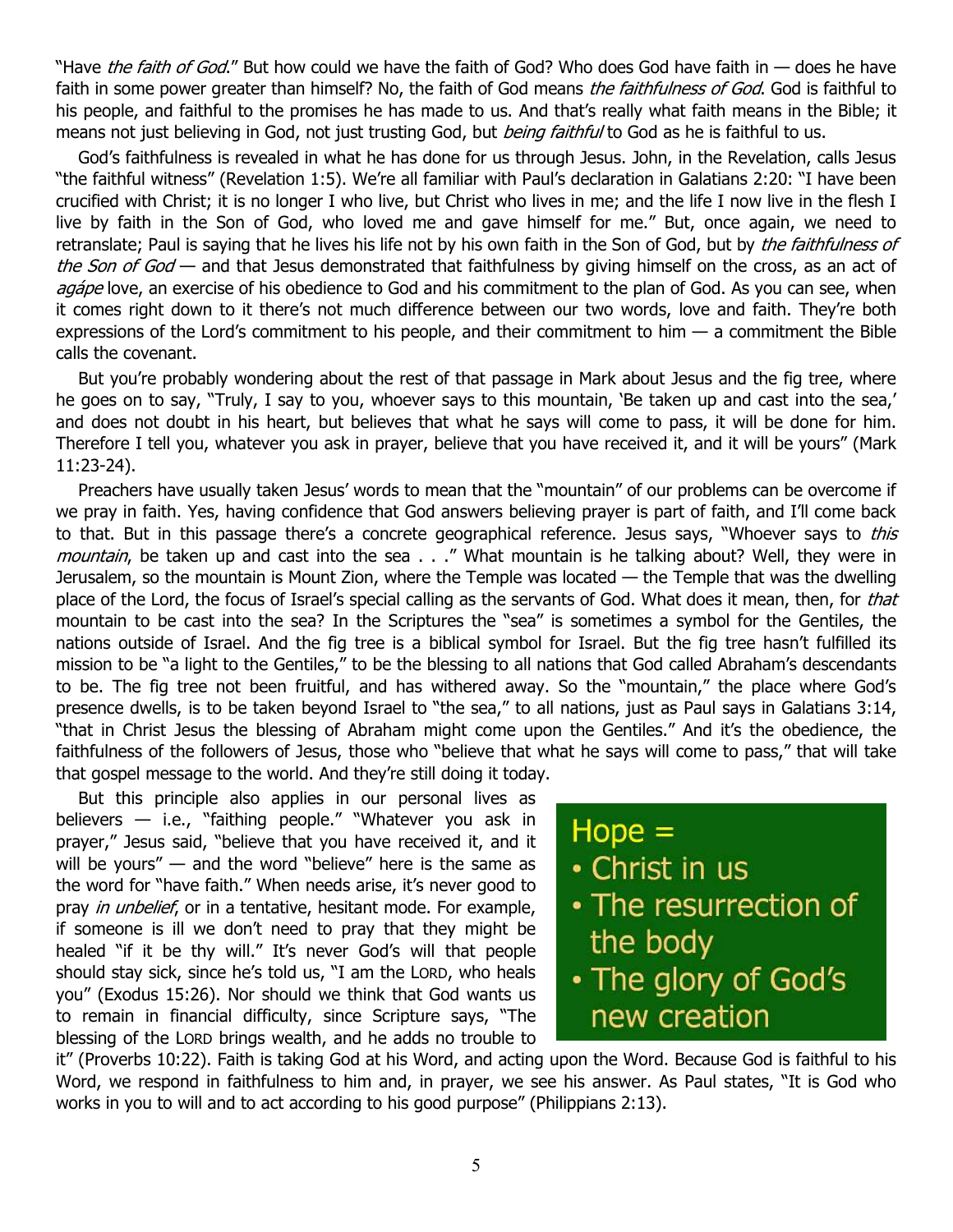"Have *the faith of God*." But how could we have the faith of God? Who does God have faith in — does he have faith in some power greater than himself? No, the faith of God means *the faithfulness of God*. God is faithful to his people, and faithful to the promises he has made to us. And that's really what faith means in the Bible; it means not just believing in God, not just trusting God, but *being faithful* to God as he is faithful to us.

God's faithfulness is revealed in what he has done for us through Jesus. John, in the Revelation, calls Jesus "the faithful witness" (Revelation 1:5). We're all familiar with Paul's declaration in Galatians 2:20: "I have been crucified with Christ; it is no longer I who live, but Christ who lives in me; and the life I now live in the flesh I live by faith in the Son of God, who loved me and gave himself for me." But, once again, we need to retranslate; Paul is saying that he lives his life not by his own faith in the Son of God, but by *the faithfulness of the Son of God* — and that Jesus demonstrated that faithfulness by giving himself on the cross, as an act of *agápe* love, an exercise of his obedience to God and his commitment to the plan of God. As you can see, when it comes right down to it there's not much difference between our two words, love and faith. They're both expressions of the Lord's commitment to his people, and their commitment to him — a commitment the Bible calls the covenant.

But you're probably wondering about the rest of that passage in Mark about Jesus and the fig tree, where he goes on to say, "Truly, I say to you, whoever says to this mountain, 'Be taken up and cast into the sea,' and does not doubt in his heart, but believes that what he says will come to pass, it will be done for him. Therefore I tell you, whatever you ask in prayer, believe that you have received it, and it will be yours" (Mark 11:23-24).

Preachers have usually taken Jesus' words to mean that the "mountain" of our problems can be overcome if we pray in faith. Yes, having confidence that God answers believing prayer is part of faith, and I'll come back to that. But in this passage there's a concrete geographical reference. Jesus says, "Whoever says to *this mountain*, be taken up and cast into the sea . . ." What mountain is he talking about? Well, they were in Jerusalem, so the mountain is Mount Zion, where the Temple was located — the Temple that was the dwelling place of the Lord, the focus of Israel's special calling as the servants of God. What does it mean, then, for *that* mountain to be cast into the sea? In the Scriptures the "sea" is sometimes a symbol for the Gentiles, the nations outside of Israel. And the fig tree is a biblical symbol for Israel. But the fig tree hasn't fulfilled its mission to be "a light to the Gentiles," to be the blessing to all nations that God called Abraham's descendants to be. The fig tree not been fruitful, and has withered away. So the "mountain," the place where God's presence dwells, is to be taken beyond Israel to "the sea," to all nations, just as Paul says in Galatians 3:14, "that in Christ Jesus the blessing of Abraham might come upon the Gentiles." And it's the obedience, the faithfulness of the followers of Jesus, those who "believe that what he says will come to pass," that will take that gospel message to the world. And they're still doing it today.

But this principle also applies in our personal lives as believers — i.e., "faithing people." "Whatever you ask in prayer," Jesus said, "believe that you have received it, and it will be yours" — and the word "believe" here is the same as the word for "have faith." When needs arise, it's never good to pray *in unbelief*, or in a tentative, hesitant mode. For example, if someone is ill we don't need to pray that they might be healed "if it be thy will." It's never God's will that people should stay sick, since he's told us, "I am the LORD, who heals you" (Exodus 15:26). Nor should we think that God wants us to remain in financial difficulty, since Scripture says, "The blessing of the LORD brings wealth, and he adds no trouble to it" (Proverbs 10:22). Faith is taking God at his Word, and acting upon the Word. Because God is faithful to his Word, we respond in faithfulness to him and, in prayer, we see his answer. As Paul states, "It is God who works in you to will and to act according to his good purpose" (Philippians 2:13).

Hope =
- Christ in us
- The resurrection of the body
- The glory of God's new creation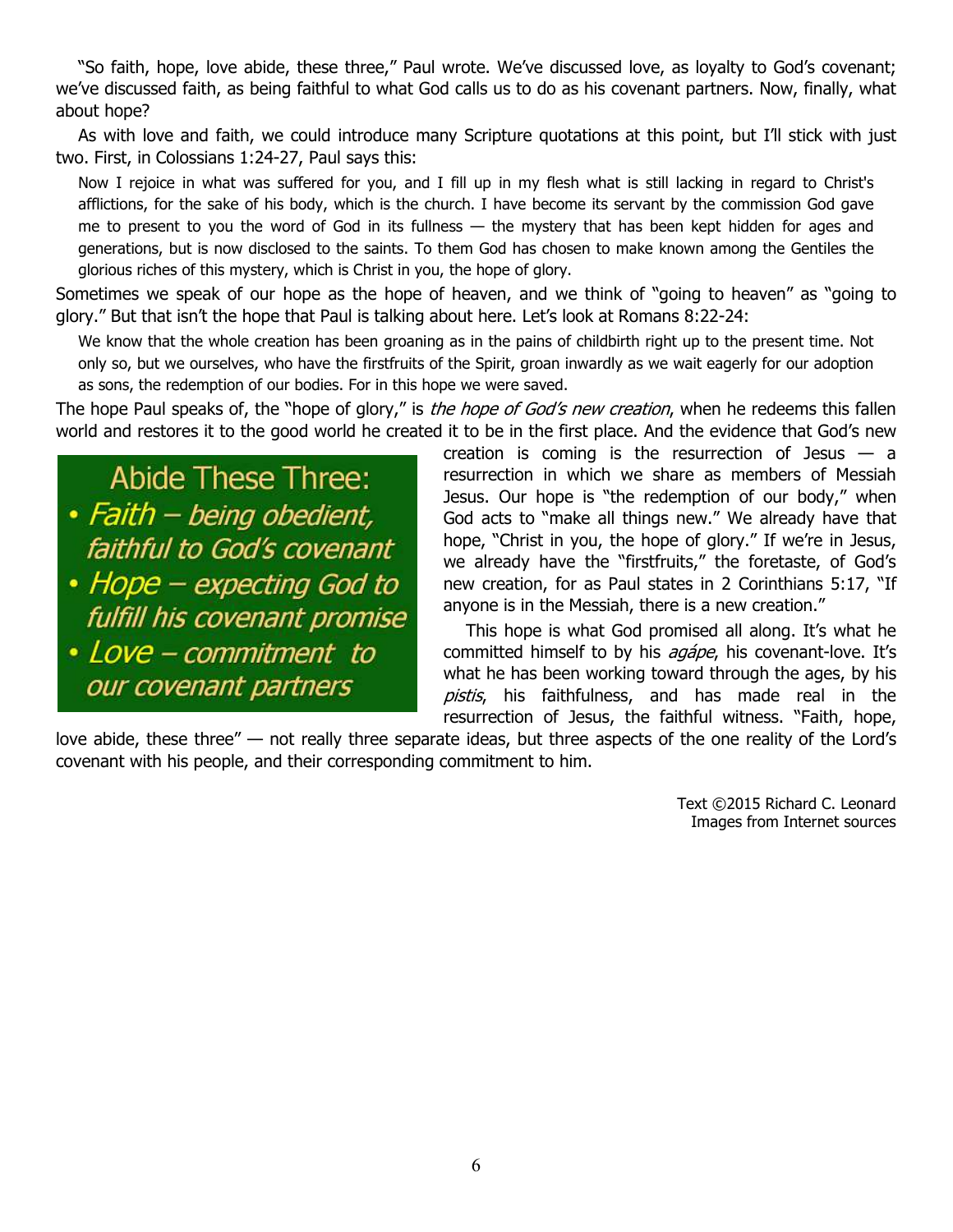"So faith, hope, love abide, these three," Paul wrote. We've discussed love, as loyalty to God's covenant; we've discussed faith, as being faithful to what God calls us to do as his covenant partners. Now, finally, what about hope?

As with love and faith, we could introduce many Scripture quotations at this point, but I'll stick with just two. First, in Colossians 1:24-27, Paul says this:

> Now I rejoice in what was suffered for you, and I fill up in my flesh what is still lacking in regard to Christ's afflictions, for the sake of his body, which is the church. I have become its servant by the commission God gave me to present to you the word of God in its fullness — the mystery that has been kept hidden for ages and generations, but is now disclosed to the saints. To them God has chosen to make known among the Gentiles the glorious riches of this mystery, which is Christ in you, the hope of glory.

Sometimes we speak of our hope as the hope of heaven, and we think of "going to heaven" as "going to glory." But that isn't the hope that Paul is talking about here. Let's look at Romans 8:22-24:

> We know that the whole creation has been groaning as in the pains of childbirth right up to the present time. Not only so, but we ourselves, who have the firstfruits of the Spirit, groan inwardly as we wait eagerly for our adoption as sons, the redemption of our bodies. For in this hope we were saved.

The hope Paul speaks of, the "hope of glory," is *the hope of God's new creation*, when he redeems this fallen world and restores it to the good world he created it to be in the first place. And the evidence that God's new creation is coming is the resurrection of Jesus — a resurrection in which we share as members of Messiah Jesus. Our hope is "the redemption of our body," when God acts to "make all things new." We already have that hope, "Christ in you, the hope of glory." If we're in Jesus, we already have the "firstfruits," the foretaste, of God's new creation, for as Paul states in 2 Corinthians 5:17, "If anyone is in the Messiah, there is a new creation."

Abide These Three:
- *Faith – being obedient, faithful to God's covenant*
- *Hope – expecting God to fulfill his covenant promise*
- *Love – commitment to our covenant partners*

This hope is what God promised all along. It's what he committed himself to by his *agápe*, his covenant-love. It's what he has been working toward through the ages, by his *pistis*, his faithfulness, and has made real in the resurrection of Jesus, the faithful witness. "Faith, hope, love abide, these three" — not really three separate ideas, but three aspects of the one reality of the Lord's covenant with his people, and their corresponding commitment to him.

Text ©2015 Richard C. Leonard
Images from Internet sources